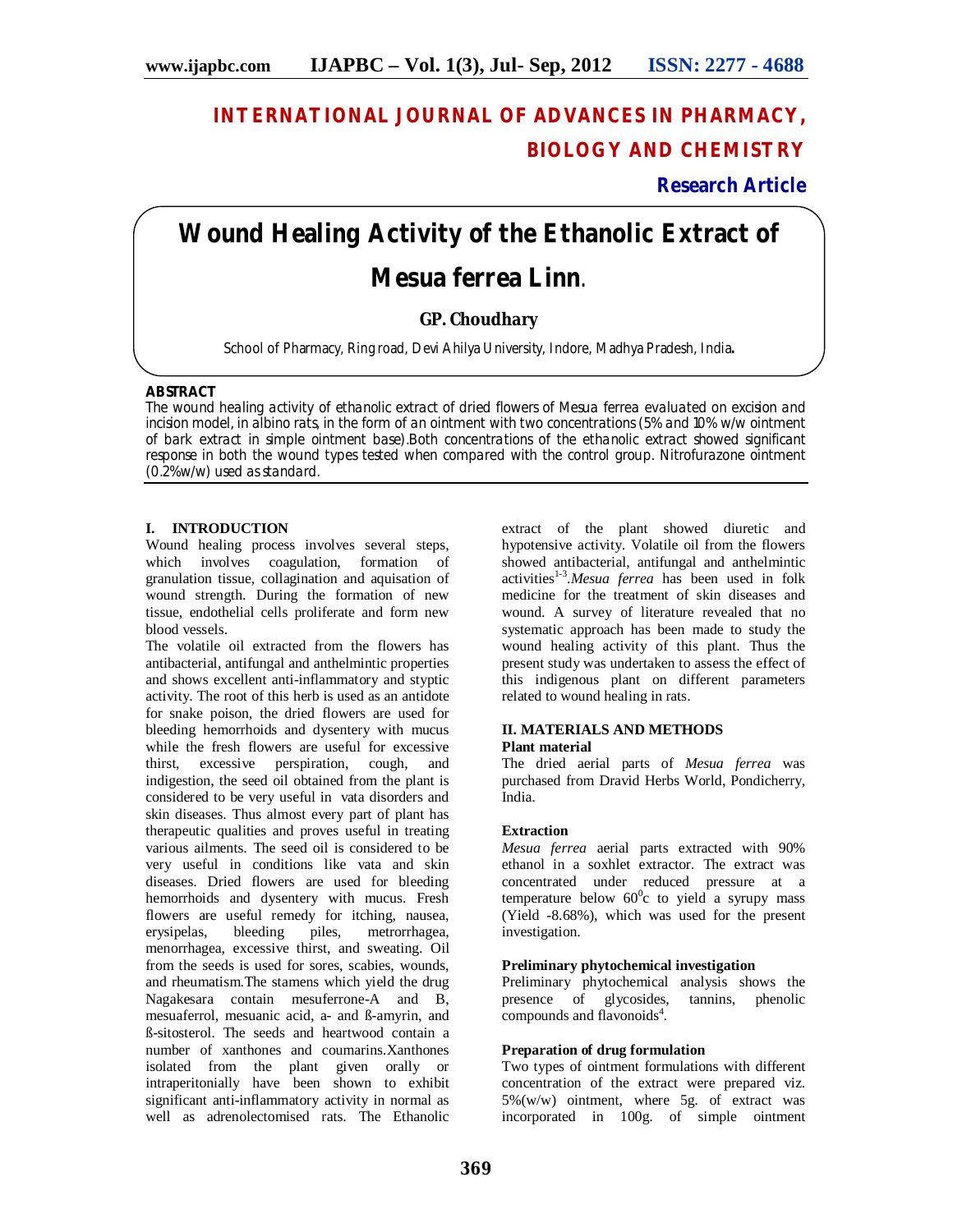# INTERNATIONAL JOURNAL OF ADVANCES IN PHARMACY, BIOLOGY AND CHEMISTRY

**Research Article**

# Wound Healing Activity of the Ethanolic Extract of Mesua ferrea Linn.

**GP. Choudhary**

School of Pharmacy, Ring road, Devi Ahilya University, Indore, Madhya Pradesh, India**.**

## ABSTRACT

*The wound healing activity of ethanolic extract of dried flowers of Mesua ferrea evaluated on excision and incision model, in albino rats, in the form of an ointment with two concentrations (5% and 10% w/w ointment of bark extract in simple ointment base).Both concentrations of the ethanolic extract showed significant response in both the wound types tested when compared with the control group. Nitrofurazone ointment (0.2%w/w) used as standard.*

## I. INTRODUCTION

Wound healing process involves several steps, which involves coagulation, formation of granulation tissue, collagination and aquisation of wound strength. During the formation of new tissue, endothelial cells proliferate and form new blood vessels.

The volatile oil extracted from the flowers has antibacterial, antifungal and anthelmintic properties and shows excellent anti-inflammatory and styptic activity. The root of this herb is used as an antidote for snake poison, the dried flowers are used for bleeding hemorrhoids and dysentery with mucus while the fresh flowers are useful for excessive thirst, excessive perspiration, cough, and indigestion, the seed oil obtained from the plant is considered to be very useful in vata disorders and skin diseases. Thus almost every part of plant has therapeutic qualities and proves useful in treating various ailments. The seed oil is considered to be very useful in conditions like vata and skin diseases. Dried flowers are used for bleeding hemorrhoids and dysentery with mucus. Fresh flowers are useful remedy for itching, nausea, erysipelas, bleeding piles, metrorrhagea, menorrhagea, excessive thirst, and sweating. Oil from the seeds is used for sores, scabies, wounds, and rheumatism.The stamens which yield the drug Nagakesara contain mesuferrone-A and B, mesuaferrol, mesuanic acid, a- and ß-amyrin, and ß-sitosterol. The seeds and heartwood contain a number of xanthones and coumarins.Xanthones isolated from the plant given orally or intraperitonially have been shown to exhibit significant anti-inflammatory activity in normal as well as adrenolectomised rats. The Ethanolic extract of the plant showed diuretic and hypotensive activity. Volatile oil from the flowers showed antibacterial, antifungal and anthelmintic activities[1-3].*Mesua ferrea* has been used in folk medicine for the treatment of skin diseases and wound. A survey of literature revealed that no systematic approach has been made to study the wound healing activity of this plant. Thus the present study was undertaken to assess the effect of this indigenous plant on different parameters related to wound healing in rats.

## II. MATERIALS AND METHODS

### Plant material

The dried aerial parts of *Mesua ferrea* was purchased from Dravid Herbs World, Pondicherry, India.

### Extraction

*Mesua ferrea* aerial parts extracted with 90% ethanol in a soxhlet extractor. The extract was concentrated under reduced pressure at a temperature below $60^0$c to yield a syrupy mass (Yield -8.68%), which was used for the present investigation.

### Preliminary phytochemical investigation

Preliminary phytochemical analysis shows the presence of glycosides, tannins, phenolic compounds and flavonoids[4].

### Preparation of drug formulation

Two types of ointment formulations with different concentration of the extract were prepared viz. 5%(w/w) ointment, where 5g. of extract was incorporated in 100g. of simple ointment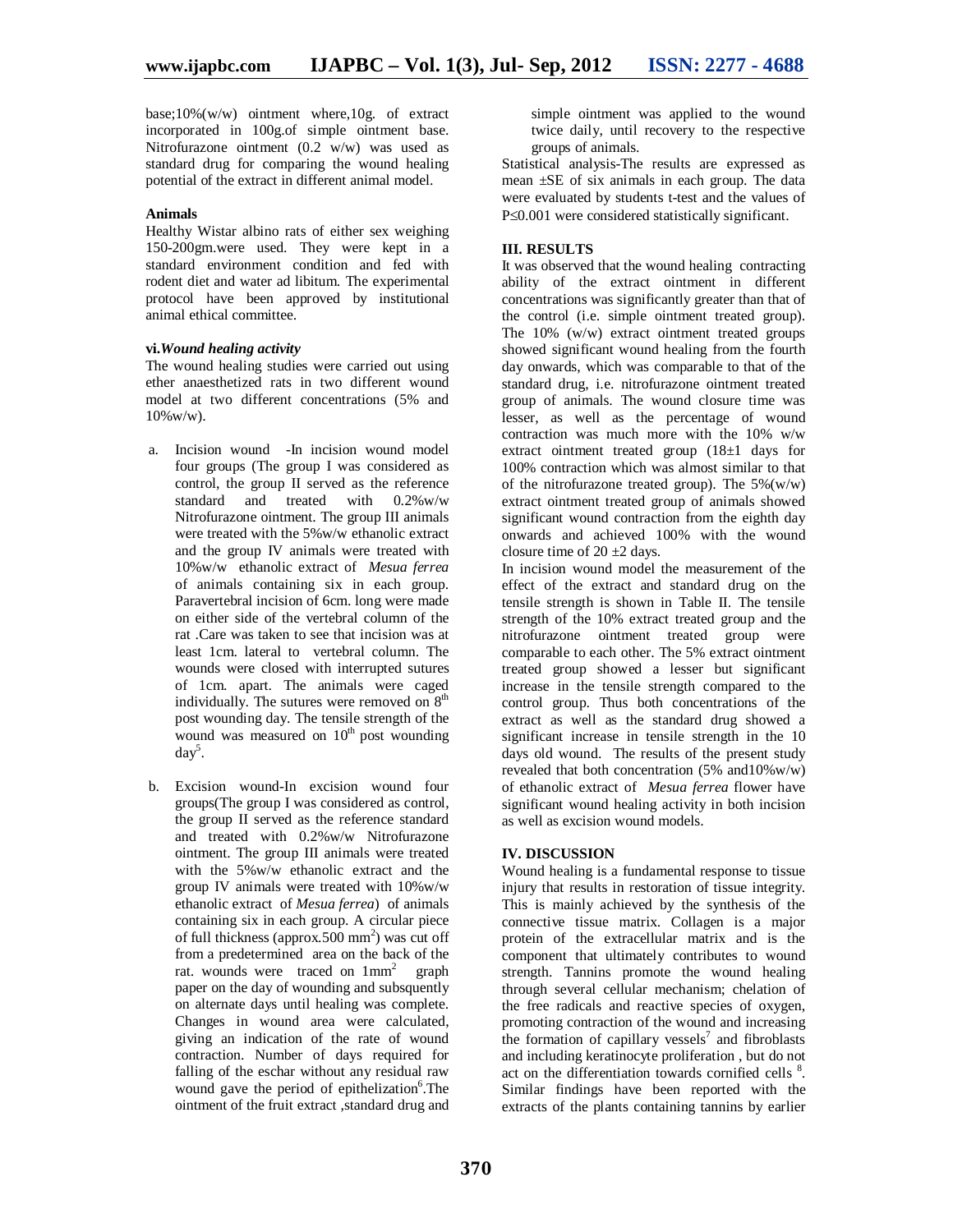base;10%(w/w) ointment where,10g. of extract incorporated in 100g.of simple ointment base. Nitrofurazone ointment (0.2 w/w) was used as standard drug for comparing the wound healing potential of the extract in different animal model.

**Animals**

Healthy Wistar albino rats of either sex weighing 150-200gm.were used. They were kept in a standard environment condition and fed with rodent diet and water ad libitum. The experimental protocol have been approved by institutional animal ethical committee.

**vi.*Wound healing activity***

The wound healing studies were carried out using ether anaesthetized rats in two different wound model at two different concentrations (5% and 10%w/w).

a. Incision wound -In incision wound model four groups (The group I was considered as control, the group II served as the reference standard and treated with 0.2%w/w Nitrofurazone ointment. The group III animals were treated with the 5%w/w ethanolic extract and the group IV animals were treated with 10%w/w ethanolic extract of *Mesua ferrea* of animals containing six in each group. Paravertebral incision of 6cm. long were made on either side of the vertebral column of the rat .Care was taken to see that incision was at least 1cm. lateral to vertebral column. The wounds were closed with interrupted sutures of 1cm. apart. The animals were caged individually. The sutures were removed on 8th post wounding day. The tensile strength of the wound was measured on 10th post wounding day[5].

b. Excision wound-In excision wound four groups(The group I was considered as control, the group II served as the reference standard and treated with 0.2%w/w Nitrofurazone ointment. The group III animals were treated with the 5%w/w ethanolic extract and the group IV animals were treated with 10%w/w ethanolic extract of *Mesua ferrea*) of animals containing six in each group. A circular piece of full thickness (approx.500 $mm^2$) was cut off from a predetermined area on the back of the rat. wounds were traced on 1$mm^2$ graph paper on the day of wounding and subsquently on alternate days until healing was complete. Changes in wound area were calculated, giving an indication of the rate of wound contraction. Number of days required for falling of the eschar without any residual raw wound gave the period of epithelization[6].The ointment of the fruit extract ,standard drug and simple ointment was applied to the wound twice daily, until recovery to the respective groups of animals.

Statistical analysis-The results are expressed as mean ±SE of six animals in each group. The data were evaluated by students t-test and the values of $P \leq 0.001$ were considered statistically significant.

## III. RESULTS

It was observed that the wound healing contracting ability of the extract ointment in different concentrations was significantly greater than that of the control (i.e. simple ointment treated group). The 10% (w/w) extract ointment treated groups showed significant wound healing from the fourth day onwards, which was comparable to that of the standard drug, i.e. nitrofurazone ointment treated group of animals. The wound closure time was lesser, as well as the percentage of wound contraction was much more with the 10% w/w extract ointment treated group (18±1 days for 100% contraction which was almost similar to that of the nitrofurazone treated group). The 5%(w/w) extract ointment treated group of animals showed significant wound contraction from the eighth day onwards and achieved 100% with the wound closure time of 20 ±2 days.

In incision wound model the measurement of the effect of the extract and standard drug on the tensile strength is shown in Table II. The tensile strength of the 10% extract treated group and the nitrofurazone ointment treated group were comparable to each other. The 5% extract ointment treated group showed a lesser but significant increase in the tensile strength compared to the control group. Thus both concentrations of the extract as well as the standard drug showed a significant increase in tensile strength in the 10 days old wound. The results of the present study revealed that both concentration (5% and10%w/w) of ethanolic extract of *Mesua ferrea* flower have significant wound healing activity in both incision as well as excision wound models.

## IV. DISCUSSION

Wound healing is a fundamental response to tissue injury that results in restoration of tissue integrity. This is mainly achieved by the synthesis of the connective tissue matrix. Collagen is a major protein of the extracellular matrix and is the component that ultimately contributes to wound strength. Tannins promote the wound healing through several cellular mechanism; chelation of the free radicals and reactive species of oxygen, promoting contraction of the wound and increasing the formation of capillary vessels[7] and fibroblasts and including keratinocyte proliferation , but do not act on the differentiation towards cornified cells [8]. Similar findings have been reported with the extracts of the plants containing tannins by earlier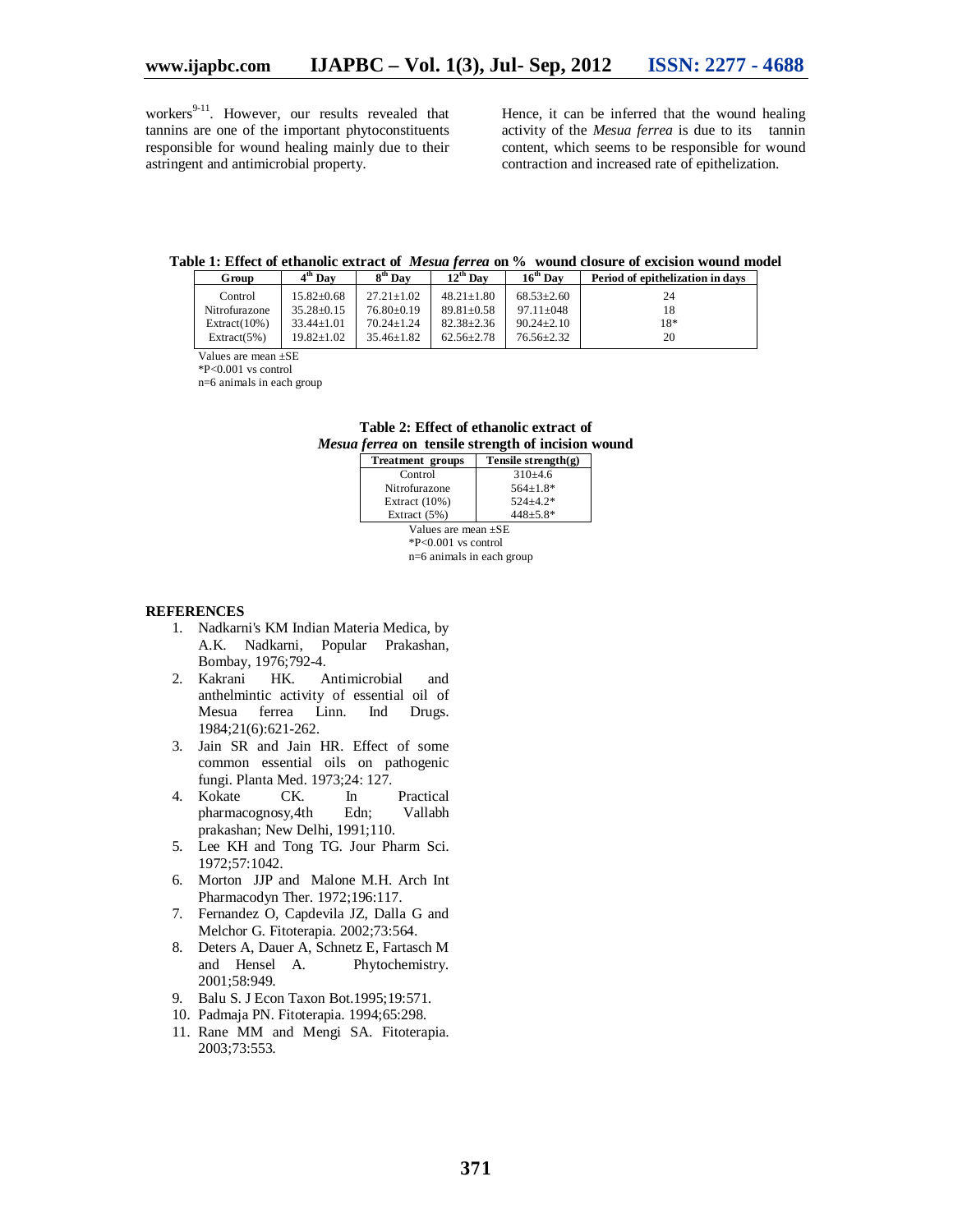workers[9-11]. However, our results revealed that tannins are one of the important phytoconstituents responsible for wound healing mainly due to their astringent and antimicrobial property.

Hence, it can be inferred that the wound healing activity of the *Mesua ferrea* is due to its tannin content, which seems to be responsible for wound contraction and increased rate of epithelization.

**Table 1: Effect of ethanolic extract of *Mesua ferrea* on % wound closure of excision wound model**

| Group | 4th Day | 8th Day | 12th Day | 16th Day | Period of epithelization in days |
|---|---|---|---|---|---|
| Control | 15.82±0.68 | 27.21±1.02 | 48.21±1.80 | 68.53±2.60 | 24 |
| Nitrofurazone | 35.28±0.15 | 76.80±0.19 | 89.81±0.58 | 97.11±048 | 18 |
| Extract(10%) | 33.44±1.01 | 70.24±1.24 | 82.38±2.36 | 90.24±2.10 | 18* |
| Extract(5%) | 19.82±1.02 | 35.46±1.82 | 62.56±2.78 | 76.56±2.32 | 20 |

Values are mean ±SE
*P<0.001 vs control
n=6 animals in each group

**Table 2: Effect of ethanolic extract of *Mesua ferrea* on tensile strength of incision wound**

| Treatment groups | Tensile strength(g) |
|---|---|
| Control | 310±4.6 |
| Nitrofurazone | 564±1.8* |
| Extract (10%) | 524±4.2* |
| Extract (5%) | 448±5.8* |

Values are mean ±SE
*P<0.001 vs control
n=6 animals in each group

## REFERENCES

1. Nadkarni's KM Indian Materia Medica, by A.K. Nadkarni, Popular Prakashan, Bombay, 1976;792-4.
2. Kakrani HK. Antimicrobial and anthelmintic activity of essential oil of Mesua ferrea Linn. Ind Drugs. 1984;21(6):621-262.
3. Jain SR and Jain HR. Effect of some common essential oils on pathogenic fungi. Planta Med. 1973;24: 127.
4. Kokate CK. In Practical pharmacognosy,4th Edn; Vallabh prakashan; New Delhi, 1991;110.
5. Lee KH and Tong TG. Jour Pharm Sci. 1972;57:1042.
6. Morton JJP and Malone M.H. Arch Int Pharmacodyn Ther. 1972;196:117.
7. Fernandez O, Capdevila JZ, Dalla G and Melchor G. Fitoterapia. 2002;73:564.
8. Deters A, Dauer A, Schnetz E, Fartasch M and Hensel A. Phytochemistry. 2001;58:949.
9. Balu S. J Econ Taxon Bot.1995;19:571.
10. Padmaja PN. Fitoterapia. 1994;65:298.
11. Rane MM and Mengi SA. Fitoterapia. 2003;73:553.